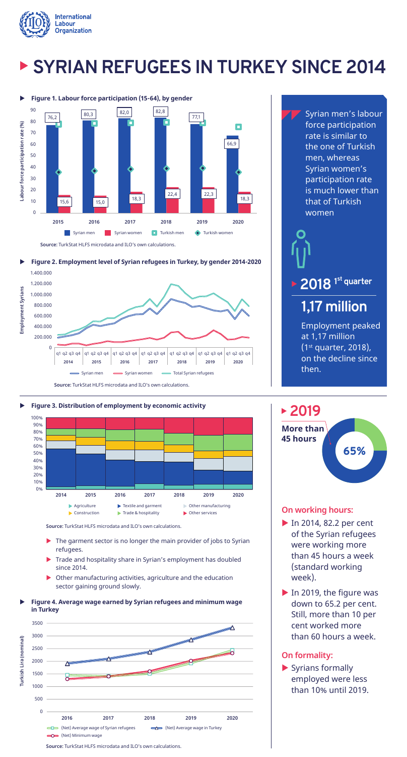# SYRIAN REFUGEES IN TURKEY SINCE 2014

**Figure 1. Labour force participation (15-64), by gender**

| | 2015 | 2016 | 2017 | 2018 | 2019 | 2020 |
|---|---|---|---|---|---|---|
| Syrian men | 76,2 | 80,3 | 82,0 | 82,8 | 77,1 | 66,9 |
| Syrian women | 15,6 | 15,0 | 18,3 | 22,4 | 22,3 | 18,3 |

Legend: Syrian men, Syrian women, Turkish men, Turkish women

**Source:** TurkStat HLFS microdata and ILO's own calculations.

Syrian men's labour force participation rate is similar to the one of Turkish men, whereas Syrian women's participation rate is much lower than that of Turkish women

**Figure 2. Employment level of Syrian refugees in Turkey, by gender 2014-2020**

Legend: Syrian men, Syrian women, Total Syrian refugees

**Source:** TurkStat HLFS microdata and ILO's own calculations.

## 2018 1st quarter

## 1,17 million

Employment peaked at 1,17 million (1st quarter, 2018), on the decline since then.

**Figure 3. Distribution of employment by economic activity**

Legend: Agriculture, Textile and garment, Other manufacturing, Construction, Trade & hospitality, Other services

**Source:** TurkStat HLFS microdata and ILO's own calculations.

- The garment sector is no longer the main provider of jobs to Syrian refugees.
- Trade and hospitality share in Syrian's employment has doubled since 2014.
- Other manufacturing activities, agriculture and the education sector gaining ground slowly.

## 2019

**More than 45 hours**

65%

### On working hours:

- In 2014, 82.2 per cent of the Syrian refugees were working more than 45 hours a week (standard working week).
- In 2019, the figure was down to 65.2 per cent. Still, more than 10 per cent worked more than 60 hours a week.

### On formality:

- Syrians formally employed were less than 10% until 2019.

**Figure 4. Average wage earned by Syrian refugees and minimum wage in Turkey**

Legend: (Net) Average wage of Syrian refugees, (Net) Average wage in Turkey, (Net) Minimum wage

**Source:** TurkStat HLFS microdata and ILO's own calculations.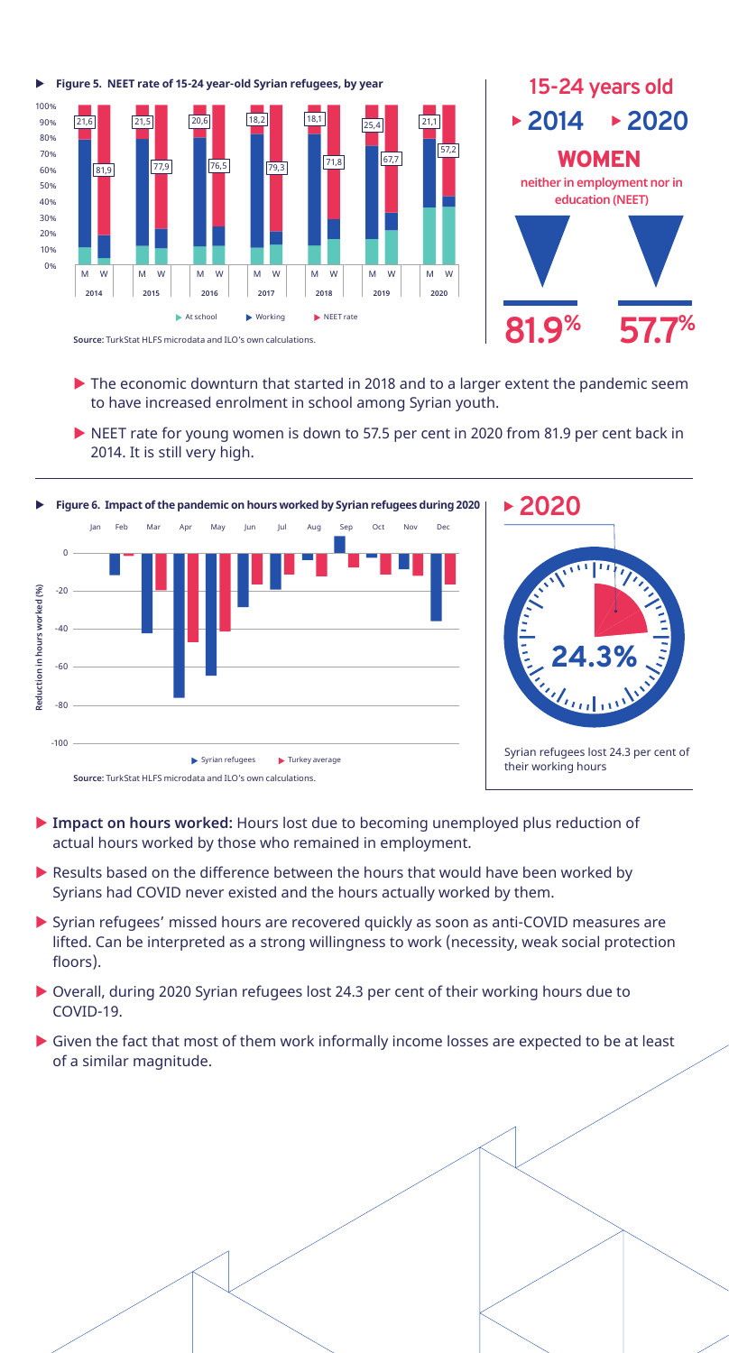**Figure 5. NEET rate of 15-24 year-old Syrian refugees, by year**

100%
90%
80%
70%
60%
50%
40%
30%
20%
10%
0%

21,6 81,9 21,5 77,9 20,6 76,5 18,2 79,3 18,1 71,8 25,4 67,7 21,1 57,2

M W M W M W M W M W M W M W

2014 2015 2016 2017 2018 2019 2020

At school Working NEET rate

**Source:** TurkStat HLFS microdata and ILO's own calculations.

## 15-24 years old

2014 2020

**WOMEN**

**neither in employment nor in education (NEET)**

**81.9%** **57.7%**

- The economic downturn that started in 2018 and to a larger extent the pandemic seem to have increased enrolment in school among Syrian youth.
- NEET rate for young women is down to 57.5 per cent in 2020 from 81.9 per cent back in 2014. It is still very high.

**Figure 6. Impact of the pandemic on hours worked by Syrian refugees during 2020**

Jan Feb Mar Apr May Jun Jul Aug Sep Oct Nov Dec

Reduction in hours worked (%)

0
-20
-40
-60
-80
-100

Syrian refugees Turkey average

**Source:** TurkStat HLFS microdata and ILO's own calculations.

## 2020

**24.3%**

Syrian refugees lost 24.3 per cent of their working hours

- **Impact on hours worked:** Hours lost due to becoming unemployed plus reduction of actual hours worked by those who remained in employment.
- Results based on the difference between the hours that would have been worked by Syrians had COVID never existed and the hours actually worked by them.
- Syrian refugees' missed hours are recovered quickly as soon as anti-COVID measures are lifted. Can be interpreted as a strong willingness to work (necessity, weak social protection floors).
- Overall, during 2020 Syrian refugees lost 24.3 per cent of their working hours due to COVID-19.
- Given the fact that most of them work informally income losses are expected to be at least of a similar magnitude.